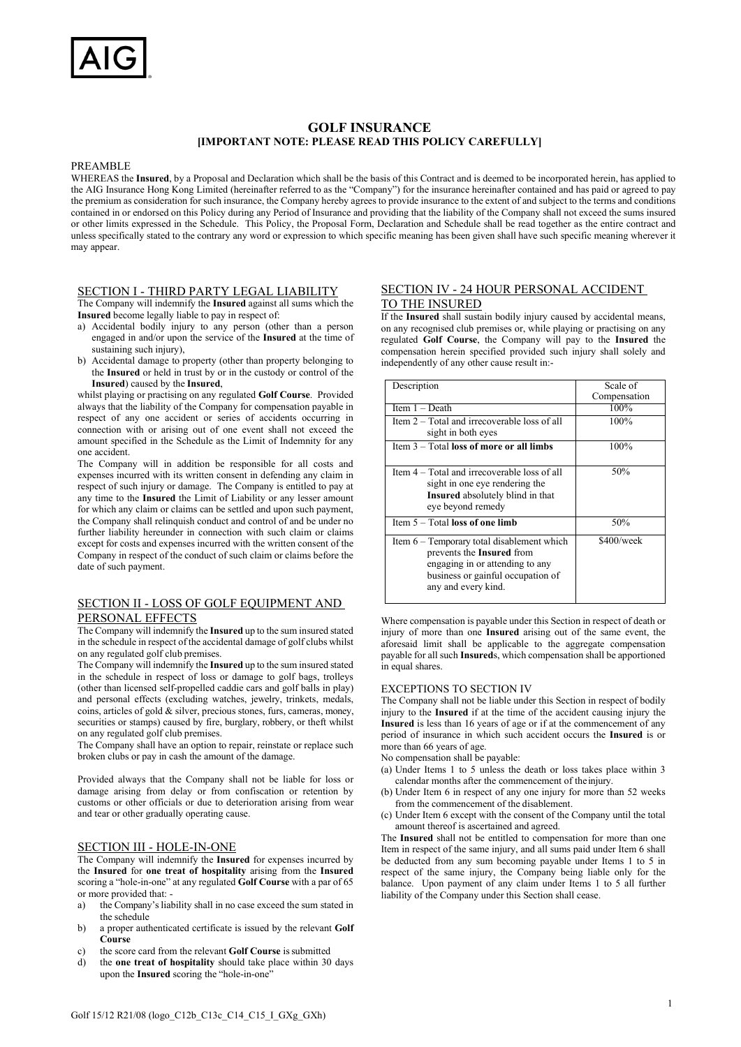# GOLF INSURANCE

**[IMPORTANT NOTE: PLEASE READ THIS POLICY CAREFULLY]**

PREAMBLE

WHEREAS the **Insured**, by a Proposal and Declaration which shall be the basis of this Contract and is deemed to be incorporated herein, has applied to the AIG Insurance Hong Kong Limited (hereinafter referred to as the "Company") for the insurance hereinafter contained and has paid or agreed to pay the premium as consideration for such insurance, the Company hereby agrees to provide insurance to the extent of and subject to the terms and conditions contained in or endorsed on this Policy during any Period of Insurance and providing that the liability of the Company shall not exceed the sums insured or other limits expressed in the Schedule. This Policy, the Proposal Form, Declaration and Schedule shall be read together as the entire contract and unless specifically stated to the contrary any word or expression to which specific meaning has been given shall have such specific meaning wherever it may appear.

## SECTION I - THIRD PARTY LEGAL LIABILITY

The Company will indemnify the **Insured** against all sums which the **Insured** become legally liable to pay in respect of:

a) Accidental bodily injury to any person (other than a person engaged in and/or upon the service of the **Insured** at the time of sustaining such injury),
b) Accidental damage to property (other than property belonging to the **Insured** or held in trust by or in the custody or control of the **Insured**) caused by the **Insured**,

whilst playing or practising on any regulated **Golf Course**. Provided always that the liability of the Company for compensation payable in respect of any one accident or series of accidents occurring in connection with or arising out of one event shall not exceed the amount specified in the Schedule as the Limit of Indemnity for any one accident.

The Company will in addition be responsible for all costs and expenses incurred with its written consent in defending any claim in respect of such injury or damage. The Company is entitled to pay at any time to the **Insured** the Limit of Liability or any lesser amount for which any claim or claims can be settled and upon such payment, the Company shall relinquish conduct and control of and be under no further liability hereunder in connection with such claim or claims except for costs and expenses incurred with the written consent of the Company in respect of the conduct of such claim or claims before the date of such payment.

## SECTION II - LOSS OF GOLF EQUIPMENT AND PERSONAL EFFECTS

The Company will indemnify the **Insured** up to the sum insured stated in the schedule in respect of the accidental damage of golf clubs whilst on any regulated golf club premises.

The Company will indemnify the **Insured** up to the sum insured stated in the schedule in respect of loss or damage to golf bags, trolleys (other than licensed self-propelled caddie cars and golf balls in play) and personal effects (excluding watches, jewelry, trinkets, medals, coins, articles of gold & silver, precious stones, furs, cameras, money, securities or stamps) caused by fire, burglary, robbery, or theft whilst on any regulated golf club premises.

The Company shall have an option to repair, reinstate or replace such broken clubs or pay in cash the amount of the damage.

Provided always that the Company shall not be liable for loss or damage arising from delay or from confiscation or retention by customs or other officials or due to deterioration arising from wear and tear or other gradually operating cause.

## SECTION III - HOLE-IN-ONE

The Company will indemnify the **Insured** for expenses incurred by the **Insured** for **one treat of hospitality** arising from the **Insured** scoring a "hole-in-one" at any regulated **Golf Course** with a par of 65 or more provided that: -

a) the Company's liability shall in no case exceed the sum stated in the schedule
b) a proper authenticated certificate is issued by the relevant **Golf Course**
c) the score card from the relevant **Golf Course** is submitted
d) the **one treat of hospitality** should take place within 30 days upon the **Insured** scoring the "hole-in-one"

## SECTION IV - 24 HOUR PERSONAL ACCIDENT TO THE INSURED

If the **Insured** shall sustain bodily injury caused by accidental means, on any recognised club premises or, while playing or practising on any regulated **Golf Course**, the Company will pay to the **Insured** the compensation herein specified provided such injury shall solely and independently of any other cause result in:-

| Description | Scale of Compensation |
|---|---|
| Item 1 – Death | 100% |
| Item 2 – Total and irrecoverable loss of all sight in both eyes | 100% |
| Item 3 – Total **loss of more or all limbs** | 100% |
| Item 4 – Total and irrecoverable loss of all sight in one eye rendering the **Insured** absolutely blind in that eye beyond remedy | 50% |
| Item 5 – Total **loss of one limb** | 50% |
| Item 6 – Temporary total disablement which prevents the **Insured** from engaging in or attending to any business or gainful occupation of any and every kind. | $400/week |

Where compensation is payable under this Section in respect of death or injury of more than one **Insured** arising out of the same event, the aforesaid limit shall be applicable to the aggregate compensation payable for all such **Insured**s, which compensation shall be apportioned in equal shares.

### EXCEPTIONS TO SECTION IV

The Company shall not be liable under this Section in respect of bodily injury to the **Insured** if at the time of the accident causing injury the **Insured** is less than 16 years of age or if at the commencement of any period of insurance in which such accident occurs the **Insured** is or more than 66 years of age.

No compensation shall be payable:

(a) Under Items 1 to 5 unless the death or loss takes place within 3 calendar months after the commencement of the injury.
(b) Under Item 6 in respect of any one injury for more than 52 weeks from the commencement of the disablement.
(c) Under Item 6 except with the consent of the Company until the total amount thereof is ascertained and agreed.

The **Insured** shall not be entitled to compensation for more than one Item in respect of the same injury, and all sums paid under Item 6 shall be deducted from any sum becoming payable under Items 1 to 5 in respect of the same injury, the Company being liable only for the balance. Upon payment of any claim under Items 1 to 5 all further liability of the Company under this Section shall cease.

Golf 15/12 R21/08 (logo_C12b_C13c_C14_C15_I_GXg_GXh)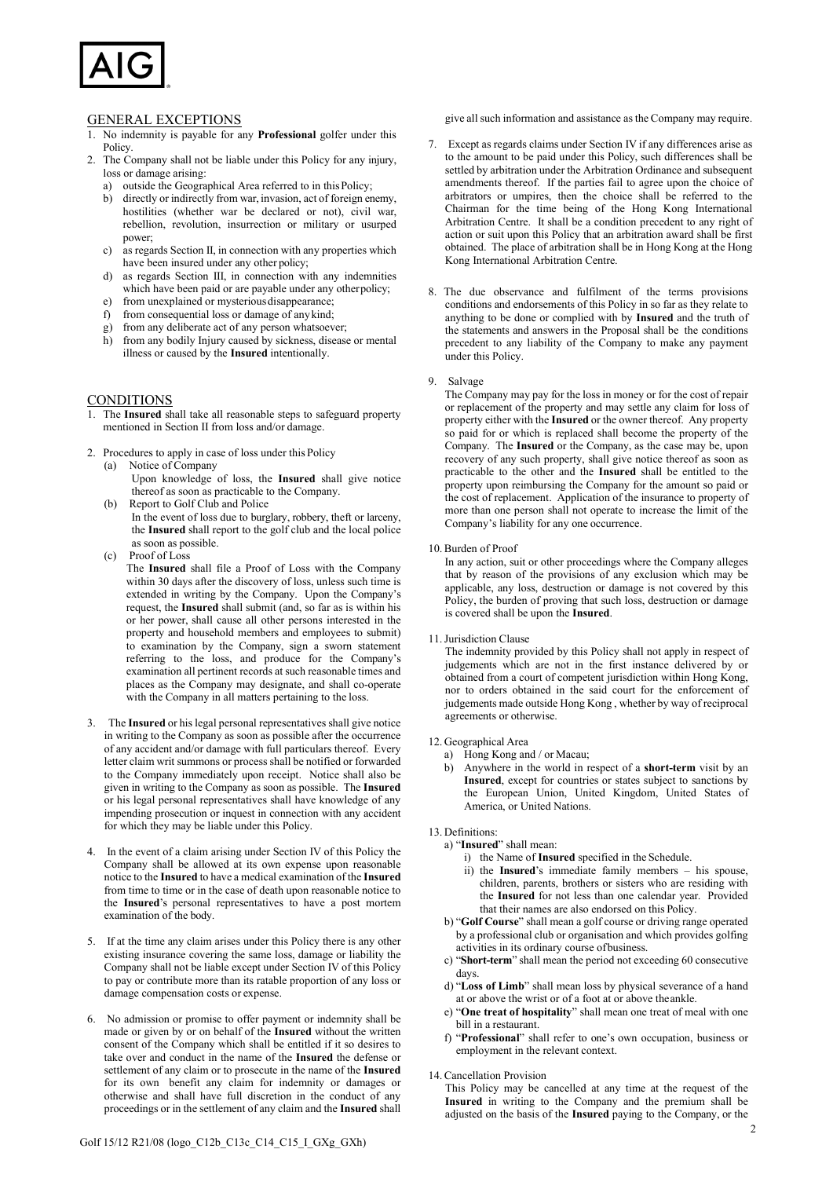## GENERAL EXCEPTIONS

1. No indemnity is payable for any **Professional** golfer under this Policy.
2. The Company shall not be liable under this Policy for any injury, loss or damage arising:
   a) outside the Geographical Area referred to in this Policy;
   b) directly or indirectly from war, invasion, act of foreign enemy, hostilities (whether war be declared or not), civil war, rebellion, revolution, insurrection or military or usurped power;
   c) as regards Section II, in connection with any properties which have been insured under any other policy;
   d) as regards Section III, in connection with any indemnities which have been paid or are payable under any other policy;
   e) from unexplained or mysterious disappearance;
   f) from consequential loss or damage of any kind;
   g) from any deliberate act of any person whatsoever;
   h) from any bodily Injury caused by sickness, disease or mental illness or caused by the **Insured** intentionally.

## CONDITIONS

1. The **Insured** shall take all reasonable steps to safeguard property mentioned in Section II from loss and/or damage.

2. Procedures to apply in case of loss under this Policy
   (a) Notice of Company
   Upon knowledge of loss, the **Insured** shall give notice thereof as soon as practicable to the Company.
   (b) Report to Golf Club and Police
   In the event of loss due to burglary, robbery, theft or larceny, the **Insured** shall report to the golf club and the local police as soon as possible.
   (c) Proof of Loss
   The **Insured** shall file a Proof of Loss with the Company within 30 days after the discovery of loss, unless such time is extended in writing by the Company. Upon the Company's request, the **Insured** shall submit (and, so far as is within his or her power, shall cause all other persons interested in the property and household members and employees to submit) to examination by the Company, sign a sworn statement referring to the loss, and produce for the Company's examination all pertinent records at such reasonable times and places as the Company may designate, and shall co-operate with the Company in all matters pertaining to the loss.

3. The **Insured** or his legal personal representatives shall give notice in writing to the Company as soon as possible after the occurrence of any accident and/or damage with full particulars thereof. Every letter claim writ summons or process shall be notified or forwarded to the Company immediately upon receipt. Notice shall also be given in writing to the Company as soon as possible. The **Insured** or his legal personal representatives shall have knowledge of any impending prosecution or inquest in connection with any accident for which they may be liable under this Policy.

4. In the event of a claim arising under Section IV of this Policy the Company shall be allowed at its own expense upon reasonable notice to the **Insured** to have a medical examination of the **Insured** from time to time or in the case of death upon reasonable notice to the **Insured**'s personal representatives to have a post mortem examination of the body.

5. If at the time any claim arises under this Policy there is any other existing insurance covering the same loss, damage or liability the Company shall not be liable except under Section IV of this Policy to pay or contribute more than its ratable proportion of any loss or damage compensation costs or expense.

6. No admission or promise to offer payment or indemnity shall be made or given by or on behalf of the **Insured** without the written consent of the Company which shall be entitled if it so desires to take over and conduct in the name of the **Insured** the defense or settlement of any claim or to prosecute in the name of the **Insured** for its own benefit any claim for indemnity or damages or otherwise and shall have full discretion in the conduct of any proceedings or in the settlement of any claim and the **Insured** shall give all such information and assistance as the Company may require.

7. Except as regards claims under Section IV if any differences arise as to the amount to be paid under this Policy, such differences shall be settled by arbitration under the Arbitration Ordinance and subsequent amendments thereof. If the parties fail to agree upon the choice of arbitrators or umpires, then the choice shall be referred to the Chairman for the time being of the Hong Kong International Arbitration Centre. It shall be a condition precedent to any right of action or suit upon this Policy that an arbitration award shall be first obtained. The place of arbitration shall be in Hong Kong at the Hong Kong International Arbitration Centre.

8. The due observance and fulfilment of the terms provisions conditions and endorsements of this Policy in so far as they relate to anything to be done or complied with by **Insured** and the truth of the statements and answers in the Proposal shall be the conditions precedent to any liability of the Company to make any payment under this Policy.

9. Salvage
   The Company may pay for the loss in money or for the cost of repair or replacement of the property and may settle any claim for loss of property either with the **Insured** or the owner thereof. Any property so paid for or which is replaced shall become the property of the Company. The **Insured** or the Company, as the case may be, upon recovery of any such property, shall give notice thereof as soon as practicable to the other and the **Insured** shall be entitled to the property upon reimbursing the Company for the amount so paid or the cost of replacement. Application of the insurance to property of more than one person shall not operate to increase the limit of the Company's liability for any one occurrence.

10. Burden of Proof
    In any action, suit or other proceedings where the Company alleges that by reason of the provisions of any exclusion which may be applicable, any loss, destruction or damage is not covered by this Policy, the burden of proving that such loss, destruction or damage is covered shall be upon the **Insured**.

11. Jurisdiction Clause
    The indemnity provided by this Policy shall not apply in respect of judgements which are not in the first instance delivered by or obtained from a court of competent jurisdiction within Hong Kong, nor to orders obtained in the said court for the enforcement of judgements made outside Hong Kong , whether by way of reciprocal agreements or otherwise.

12. Geographical Area
    a) Hong Kong and / or Macau;
    b) Anywhere in the world in respect of a **short-term** visit by an **Insured**, except for countries or states subject to sanctions by the European Union, United Kingdom, United States of America, or United Nations.

13. Definitions:
    a) "**Insured**" shall mean:
       i) the Name of **Insured** specified in the Schedule.
       ii) the **Insured**'s immediate family members – his spouse, children, parents, brothers or sisters who are residing with the **Insured** for not less than one calendar year. Provided that their names are also endorsed on this Policy.
    b) "**Golf Course**" shall mean a golf course or driving range operated by a professional club or organisation and which provides golfing activities in its ordinary course of business.
    c) "**Short-term**" shall mean the period not exceeding 60 consecutive days.
    d) "**Loss of Limb**" shall mean loss by physical severance of a hand at or above the wrist or of a foot at or above the ankle.
    e) "**One treat of hospitality**" shall mean one treat of meal with one bill in a restaurant.
    f) "**Professional**" shall refer to one's own occupation, business or employment in the relevant context.

14. Cancellation Provision
    This Policy may be cancelled at any time at the request of the **Insured** in writing to the Company and the premium shall be adjusted on the basis of the **Insured** paying to the Company, or the

Golf 15/12 R21/08 (logo_C12b_C13c_C14_C15_I_GXg_GXh)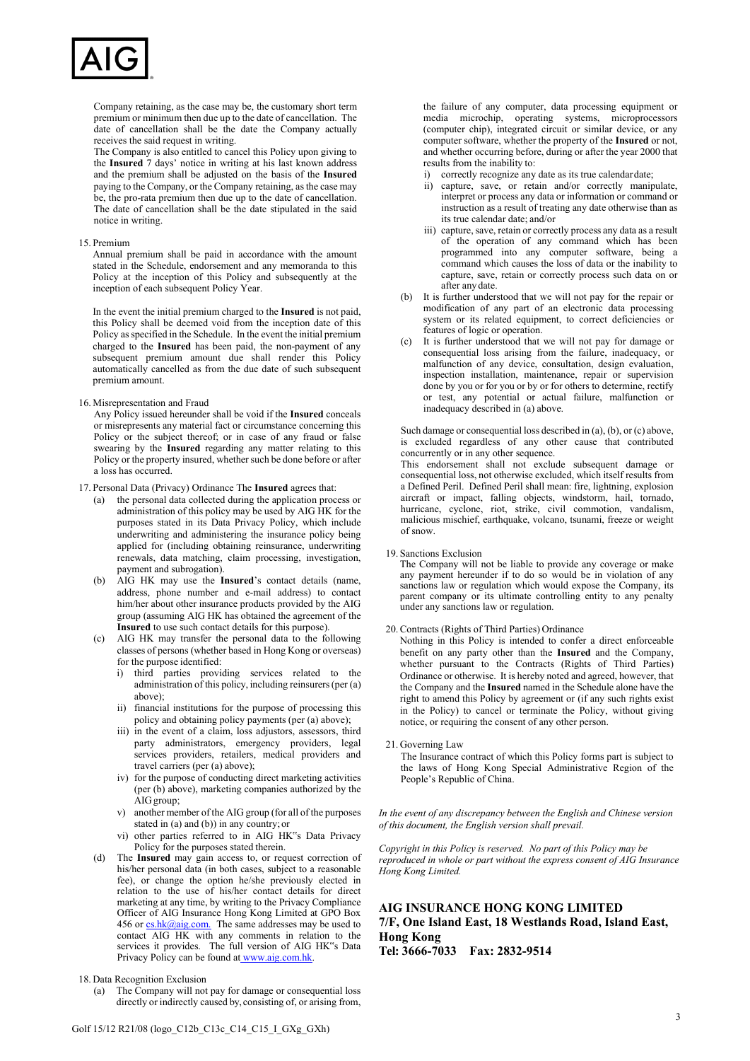Company retaining, as the case may be, the customary short term premium or minimum then due up to the date of cancellation. The date of cancellation shall be the date the Company actually receives the said request in writing.

The Company is also entitled to cancel this Policy upon giving to the **Insured** 7 days' notice in writing at his last known address and the premium shall be adjusted on the basis of the **Insured** paying to the Company, or the Company retaining, as the case may be, the pro-rata premium then due up to the date of cancellation. The date of cancellation shall be the date stipulated in the said notice in writing.

15. Premium

Annual premium shall be paid in accordance with the amount stated in the Schedule, endorsement and any memoranda to this Policy at the inception of this Policy and subsequently at the inception of each subsequent Policy Year.

In the event the initial premium charged to the **Insured** is not paid, this Policy shall be deemed void from the inception date of this Policy as specified in the Schedule. In the event the initial premium charged to the **Insured** has been paid, the non-payment of any subsequent premium amount due shall render this Policy automatically cancelled as from the due date of such subsequent premium amount.

16. Misrepresentation and Fraud

Any Policy issued hereunder shall be void if the **Insured** conceals or misrepresents any material fact or circumstance concerning this Policy or the subject thereof; or in case of any fraud or false swearing by the **Insured** regarding any matter relating to this Policy or the property insured, whether such be done before or after a loss has occurred.

17. Personal Data (Privacy) Ordinance The **Insured** agrees that:

(a) the personal data collected during the application process or administration of this policy may be used by AIG HK for the purposes stated in its Data Privacy Policy, which include underwriting and administering the insurance policy being applied for (including obtaining reinsurance, underwriting renewals, data matching, claim processing, investigation, payment and subrogation).

(b) AIG HK may use the **Insured**'s contact details (name, address, phone number and e-mail address) to contact him/her about other insurance products provided by the AIG group (assuming AIG HK has obtained the agreement of the **Insured** to use such contact details for this purpose).

(c) AIG HK may transfer the personal data to the following classes of persons (whether based in Hong Kong or overseas) for the purpose identified:

i) third parties providing services related to the administration of this policy, including reinsurers (per (a) above);

ii) financial institutions for the purpose of processing this policy and obtaining policy payments (per (a) above);

iii) in the event of a claim, loss adjustors, assessors, third party administrators, emergency providers, legal services providers, retailers, medical providers and travel carriers (per (a) above);

iv) for the purpose of conducting direct marketing activities (per (b) above), marketing companies authorized by the AIG group;

v) another member of the AIG group (for all of the purposes stated in (a) and (b)) in any country; or

vi) other parties referred to in AIG HK"s Data Privacy Policy for the purposes stated therein.

(d) The **Insured** may gain access to, or request correction of his/her personal data (in both cases, subject to a reasonable fee), or change the option he/she previously elected in relation to the use of his/her contact details for direct marketing at any time, by writing to the Privacy Compliance Officer of AIG Insurance Hong Kong Limited at GPO Box 456 or cs.hk@aig.com. The same addresses may be used to contact AIG HK with any comments in relation to the services it provides. The full version of AIG HK"s Data Privacy Policy can be found at www.aig.com.hk.

18. Data Recognition Exclusion

(a) The Company will not pay for damage or consequential loss directly or indirectly caused by, consisting of, or arising from, the failure of any computer, data processing equipment or media microchip, operating systems, microprocessors (computer chip), integrated circuit or similar device, or any computer software, whether the property of the **Insured** or not, and whether occurring before, during or after the year 2000 that results from the inability to:

i) correctly recognize any date as its true calendar date;

ii) capture, save, or retain and/or correctly manipulate, interpret or process any data or information or command or instruction as a result of treating any date otherwise than as its true calendar date; and/or

iii) capture, save, retain or correctly process any data as a result of the operation of any command which has been programmed into any computer software, being a command which causes the loss of data or the inability to capture, save, retain or correctly process such data on or after any date.

(b) It is further understood that we will not pay for the repair or modification of any part of an electronic data processing system or its related equipment, to correct deficiencies or features of logic or operation.

(c) It is further understood that we will not pay for damage or consequential loss arising from the failure, inadequacy, or malfunction of any device, consultation, design evaluation, inspection installation, maintenance, repair or supervision done by you or for you or by or for others to determine, rectify or test, any potential or actual failure, malfunction or inadequacy described in (a) above.

Such damage or consequential loss described in (a), (b), or (c) above, is excluded regardless of any other cause that contributed concurrently or in any other sequence.

This endorsement shall not exclude subsequent damage or consequential loss, not otherwise excluded, which itself results from a Defined Peril. Defined Peril shall mean: fire, lightning, explosion aircraft or impact, falling objects, windstorm, hail, tornado, hurricane, cyclone, riot, strike, civil commotion, vandalism, malicious mischief, earthquake, volcano, tsunami, freeze or weight of snow.

19. Sanctions Exclusion

The Company will not be liable to provide any coverage or make any payment hereunder if to do so would be in violation of any sanctions law or regulation which would expose the Company, its parent company or its ultimate controlling entity to any penalty under any sanctions law or regulation.

20. Contracts (Rights of Third Parties) Ordinance

Nothing in this Policy is intended to confer a direct enforceable benefit on any party other than the **Insured** and the Company, whether pursuant to the Contracts (Rights of Third Parties) Ordinance or otherwise. It is hereby noted and agreed, however, that the Company and the **Insured** named in the Schedule alone have the right to amend this Policy by agreement or (if any such rights exist in the Policy) to cancel or terminate the Policy, without giving notice, or requiring the consent of any other person.

21. Governing Law

The Insurance contract of which this Policy forms part is subject to the laws of Hong Kong Special Administrative Region of the People's Republic of China.

*In the event of any discrepancy between the English and Chinese version of this document, the English version shall prevail.*

*Copyright in this Policy is reserved. No part of this Policy may be reproduced in whole or part without the express consent of AIG Insurance Hong Kong Limited.*

**AIG INSURANCE HONG KONG LIMITED**
**7/F, One Island East, 18 Westlands Road, Island East, Hong Kong**
**Tel: 3666-7033 Fax: 2832-9514**

Golf 15/12 R21/08 (logo_C12b_C13c_C14_C15_I_GXg_GXh)